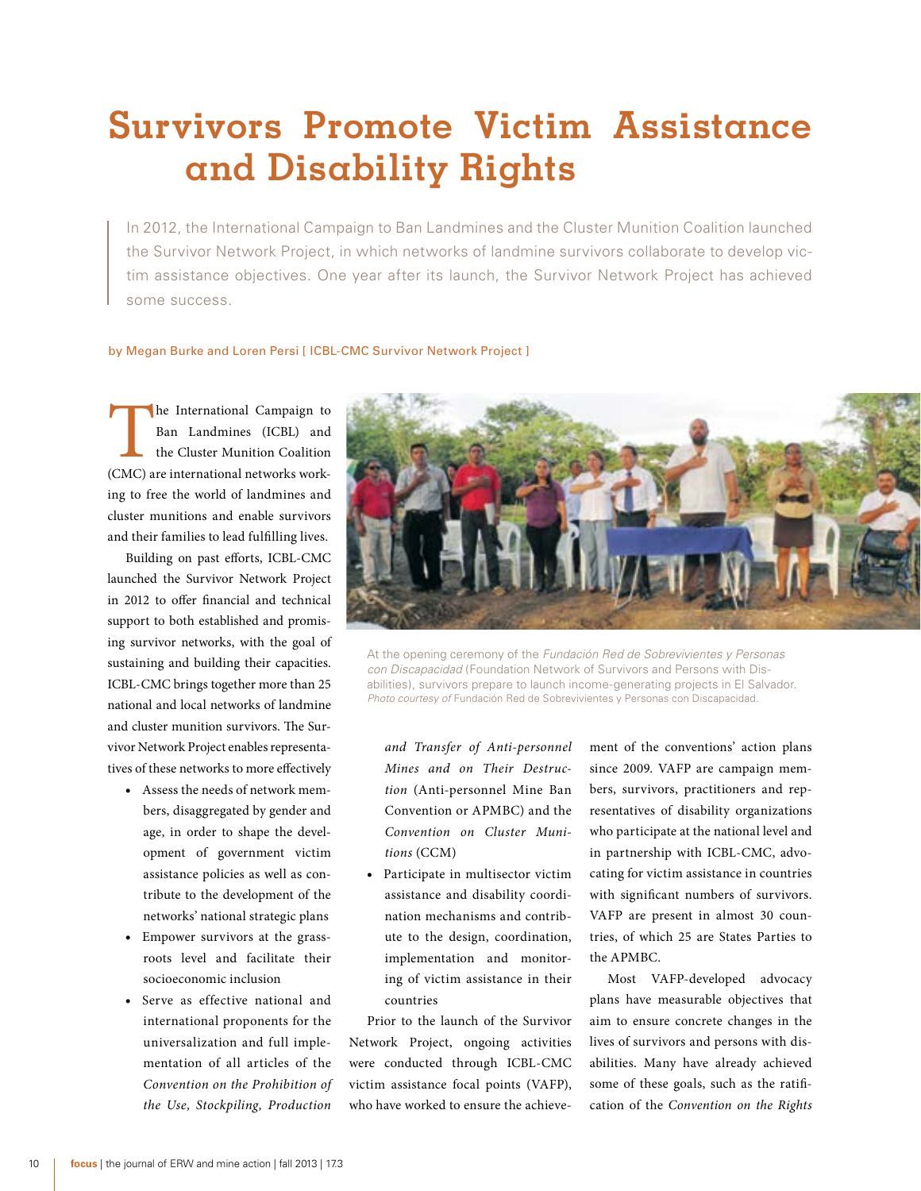# Survivors Promote Victim Assistance and Disability Rights

In 2012, the International Campaign to Ban Landmines and the Cluster Munition Coalition launched the Survivor Network Project, in which networks of landmine survivors collaborate to develop victim assistance objectives. One year after its launch, the Survivor Network Project has achieved some success.

by Megan Burke and Loren Persi [ ICBL-CMC Survivor Network Project ]

The International Campaign to Ban Landmines (ICBL) and the Cluster Munition Coalition (CMC) are international networks working to free the world of landmines and cluster munitions and enable survivors and their families to lead fulfilling lives.

Building on past efforts, ICBL-CMC launched the Survivor Network Project in 2012 to offer financial and technical support to both established and promising survivor networks, with the goal of sustaining and building their capacities. ICBL-CMC brings together more than 25 national and local networks of landmine and cluster munition survivors. The Survivor Network Project enables representatives of these networks to more effectively

- Assess the needs of network members, disaggregated by gender and age, in order to shape the development of government victim assistance policies as well as contribute to the development of the networks' national strategic plans
- Empower survivors at the grassroots level and facilitate their socioeconomic inclusion
- Serve as effective national and international proponents for the universalization and full implementation of all articles of the *Convention on the Prohibition of the Use, Stockpiling, Production and Transfer of Anti-personnel Mines and on Their Destruction* (Anti-personnel Mine Ban Convention or APMBC) and the *Convention on Cluster Munitions* (CCM)
- Participate in multisector victim assistance and disability coordination mechanisms and contribute to the design, coordination, implementation and monitoring of victim assistance in their countries

At the opening ceremony of the *Fundación Red de Sobrevivientes y Personas con Discapacidad* (Foundation Network of Survivors and Persons with Disabilities), survivors prepare to launch income-generating projects in El Salvador. *Photo courtesy of* Fundación Red de Sobrevivientes y Personas con Discapacidad.

Prior to the launch of the Survivor Network Project, ongoing activities were conducted through ICBL-CMC victim assistance focal points (VAFP), who have worked to ensure the achievement of the conventions' action plans since 2009. VAFP are campaign members, survivors, practitioners and representatives of disability organizations who participate at the national level and in partnership with ICBL-CMC, advocating for victim assistance in countries with significant numbers of survivors. VAFP are present in almost 30 countries, of which 25 are States Parties to the APMBC.

Most VAFP-developed advocacy plans have measurable objectives that aim to ensure concrete changes in the lives of survivors and persons with disabilities. Many have already achieved some of these goals, such as the ratification of the *Convention on the Rights*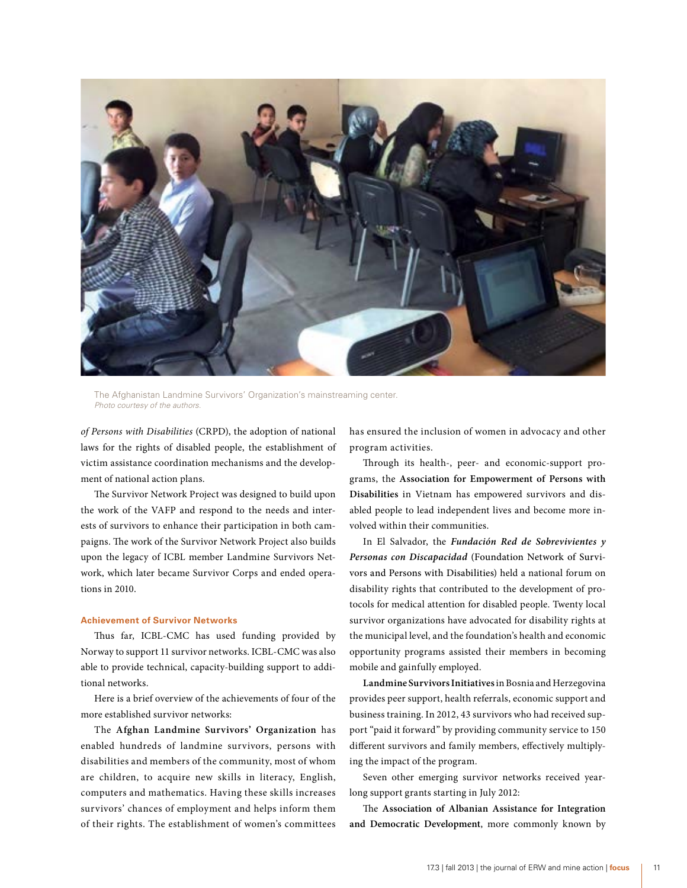The Afghanistan Landmine Survivors' Organization's mainstreaming center.
*Photo courtesy of the authors.*

*of Persons with Disabilities* (CRPD), the adoption of national laws for the rights of disabled people, the establishment of victim assistance coordination mechanisms and the development of national action plans.

The Survivor Network Project was designed to build upon the work of the VAFP and respond to the needs and interests of survivors to enhance their participation in both campaigns. The work of the Survivor Network Project also builds upon the legacy of ICBL member Landmine Survivors Network, which later became Survivor Corps and ended operations in 2010.

### Achievement of Survivor Networks

Thus far, ICBL-CMC has used funding provided by Norway to support 11 survivor networks. ICBL-CMC was also able to provide technical, capacity-building support to additional networks.

Here is a brief overview of the achievements of four of the more established survivor networks:

The **Afghan Landmine Survivors' Organization** has enabled hundreds of landmine survivors, persons with disabilities and members of the community, most of whom are children, to acquire new skills in literacy, English, computers and mathematics. Having these skills increases survivors' chances of employment and helps inform them of their rights. The establishment of women's committees has ensured the inclusion of women in advocacy and other program activities.

Through its health-, peer- and economic-support programs, the **Association for Empowerment of Persons with Disabilities** in Vietnam has empowered survivors and disabled people to lead independent lives and become more involved within their communities.

In El Salvador, the ***Fundación Red de Sobrevivientes y Personas con Discapacidad*** (Foundation Network of Survivors and Persons with Disabilities) held a national forum on disability rights that contributed to the development of protocols for medical attention for disabled people. Twenty local survivor organizations have advocated for disability rights at the municipal level, and the foundation's health and economic opportunity programs assisted their members in becoming mobile and gainfully employed.

**Landmine Survivors Initiatives** in Bosnia and Herzegovina provides peer support, health referrals, economic support and business training. In 2012, 43 survivors who had received support "paid it forward" by providing community service to 150 different survivors and family members, effectively multiplying the impact of the program.

Seven other emerging survivor networks received yearlong support grants starting in July 2012:

The **Association of Albanian Assistance for Integration and Democratic Development**, more commonly known by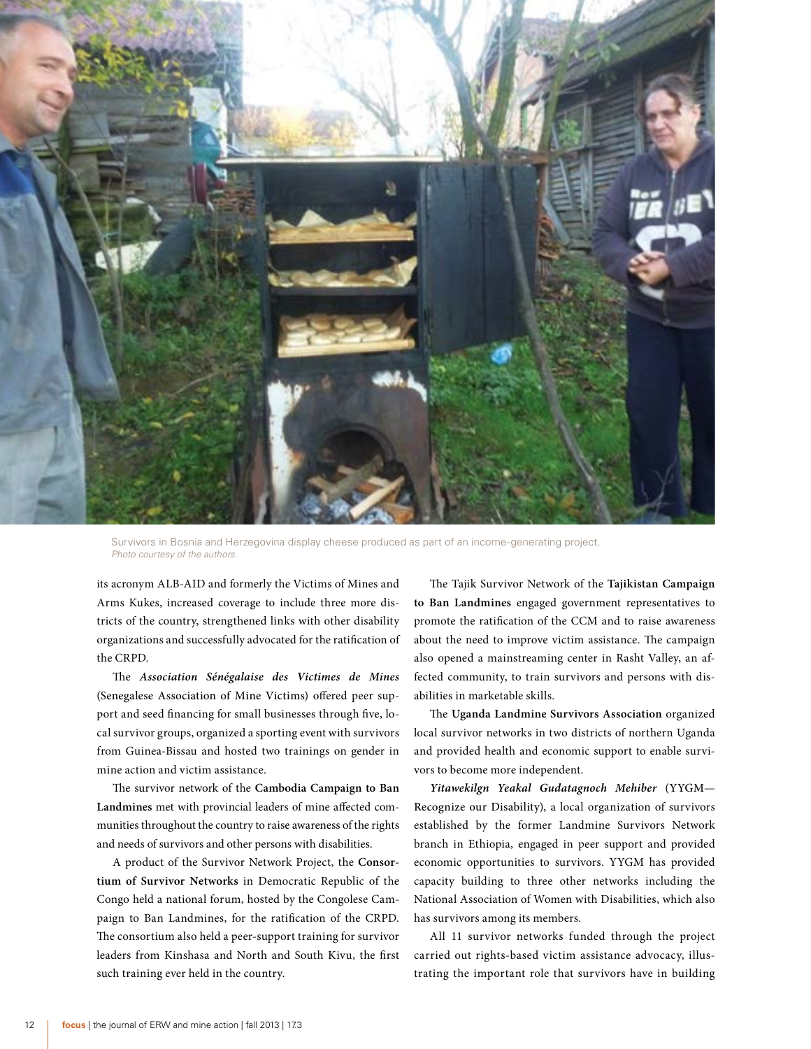Survivors in Bosnia and Herzegovina display cheese produced as part of an income-generating project.
*Photo courtesy of the authors.*

its acronym ALB-AID and formerly the Victims of Mines and Arms Kukes, increased coverage to include three more districts of the country, strengthened links with other disability organizations and successfully advocated for the ratification of the CRPD.

The ***Association Sénégalaise des Victimes de Mines*** (Senegalese Association of Mine Victims) offered peer support and seed financing for small businesses through five, local survivor groups, organized a sporting event with survivors from Guinea-Bissau and hosted two trainings on gender in mine action and victim assistance.

The survivor network of the **Cambodia Campaign to Ban Landmines** met with provincial leaders of mine affected communities throughout the country to raise awareness of the rights and needs of survivors and other persons with disabilities.

A product of the Survivor Network Project, the **Consortium of Survivor Networks** in Democratic Republic of the Congo held a national forum, hosted by the Congolese Campaign to Ban Landmines, for the ratification of the CRPD. The consortium also held a peer-support training for survivor leaders from Kinshasa and North and South Kivu, the first such training ever held in the country.

The Tajik Survivor Network of the **Tajikistan Campaign to Ban Landmines** engaged government representatives to promote the ratification of the CCM and to raise awareness about the need to improve victim assistance. The campaign also opened a mainstreaming center in Rasht Valley, an affected community, to train survivors and persons with disabilities in marketable skills.

The **Uganda Landmine Survivors Association** organized local survivor networks in two districts of northern Uganda and provided health and economic support to enable survivors to become more independent.

***Yitawekilgn Yeakal Gudatagnoch Mehiber*** (YYGM—Recognize our Disability), a local organization of survivors established by the former Landmine Survivors Network branch in Ethiopia, engaged in peer support and provided economic opportunities to survivors. YYGM has provided capacity building to three other networks including the National Association of Women with Disabilities, which also has survivors among its members.

All 11 survivor networks funded through the project carried out rights-based victim assistance advocacy, illustrating the important role that survivors have in building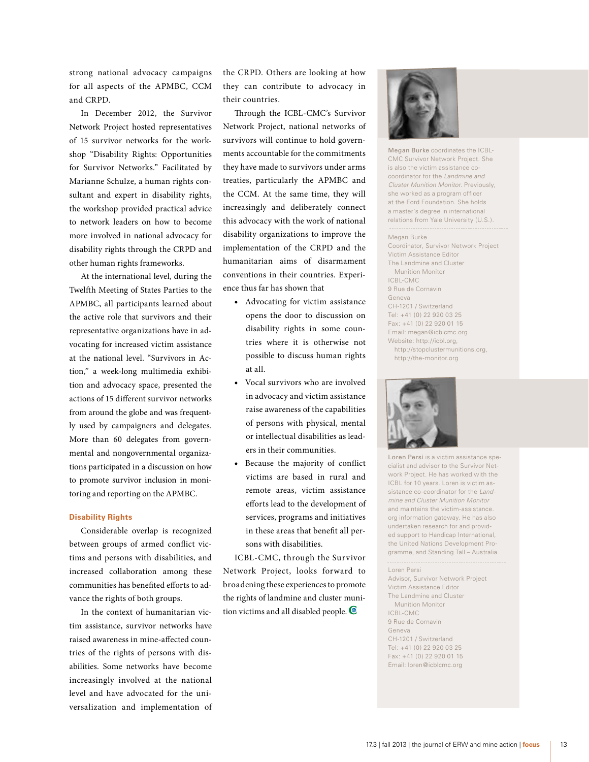strong national advocacy campaigns for all aspects of the APMBC, CCM and CRPD.

In December 2012, the Survivor Network Project hosted representatives of 15 survivor networks for the workshop "Disability Rights: Opportunities for Survivor Networks." Facilitated by Marianne Schulze, a human rights consultant and expert in disability rights, the workshop provided practical advice to network leaders on how to become more involved in national advocacy for disability rights through the CRPD and other human rights frameworks.

At the international level, during the Twelfth Meeting of States Parties to the APMBC, all participants learned about the active role that survivors and their representative organizations have in advocating for increased victim assistance at the national level. "Survivors in Action," a week-long multimedia exhibition and advocacy space, presented the actions of 15 different survivor networks from around the globe and was frequently used by campaigners and delegates. More than 60 delegates from governmental and nongovernmental organizations participated in a discussion on how to promote survivor inclusion in monitoring and reporting on the APMBC.

### Disability Rights

Considerable overlap is recognized between groups of armed conflict victims and persons with disabilities, and increased collaboration among these communities has benefited efforts to advance the rights of both groups.

In the context of humanitarian victim assistance, survivor networks have raised awareness in mine-affected countries of the rights of persons with disabilities. Some networks have become increasingly involved at the national level and have advocated for the universalization and implementation of the CRPD. Others are looking at how they can contribute to advocacy in their countries.

Through the ICBL-CMC's Survivor Network Project, national networks of survivors will continue to hold governments accountable for the commitments they have made to survivors under arms treaties, particularly the APMBC and the CCM. At the same time, they will increasingly and deliberately connect this advocacy with the work of national disability organizations to improve the implementation of the CRPD and the humanitarian aims of disarmament conventions in their countries. Experience thus far has shown that

- Advocating for victim assistance opens the door to discussion on disability rights in some countries where it is otherwise not possible to discuss human rights at all.
- Vocal survivors who are involved in advocacy and victim assistance raise awareness of the capabilities of persons with physical, mental or intellectual disabilities as leaders in their communities.
- Because the majority of conflict victims are based in rural and remote areas, victim assistance efforts lead to the development of services, programs and initiatives in these areas that benefit all persons with disabilities.

ICBL-CMC, through the Survivor Network Project, looks forward to broadening these experiences to promote the rights of landmine and cluster munition victims and all disabled people.

**Megan Burke** coordinates the ICBL-CMC Survivor Network Project. She is also the victim assistance co-coordinator for the *Landmine and Cluster Munition Monitor*. Previously, she worked as a program officer at the Ford Foundation. She holds a master's degree in international relations from Yale University (U.S.).

Megan Burke
Coordinator, Survivor Network Project
Victim Assistance Editor
The Landmine and Cluster Munition Monitor
ICBL-CMC
9 Rue de Cornavin
Geneva
CH-1201 / Switzerland
Tel: +41 (0) 22 920 03 25
Fax: +41 (0) 22 920 01 15
Email: megan@icblcmc.org
Website: http://icbl.org, http://stopclustermunitions.org, http://the-monitor.org

**Loren Persi** is a victim assistance specialist and advisor to the Survivor Network Project. He has worked with the ICBL for 10 years. Loren is victim assistance co-coordinator for the *Landmine and Cluster Munition Monitor* and maintains the victim-assistance.org information gateway. He has also undertaken research for and provided support to Handicap International, the United Nations Development Programme, and Standing Tall – Australia.

Loren Persi
Advisor, Survivor Network Project
Victim Assistance Editor
The Landmine and Cluster Munition Monitor
ICBL-CMC
9 Rue de Cornavin
Geneva
CH-1201 / Switzerland
Tel: +41 (0) 22 920 03 25
Fax: +41 (0) 22 920 01 15
Email: loren@icblcmc.org